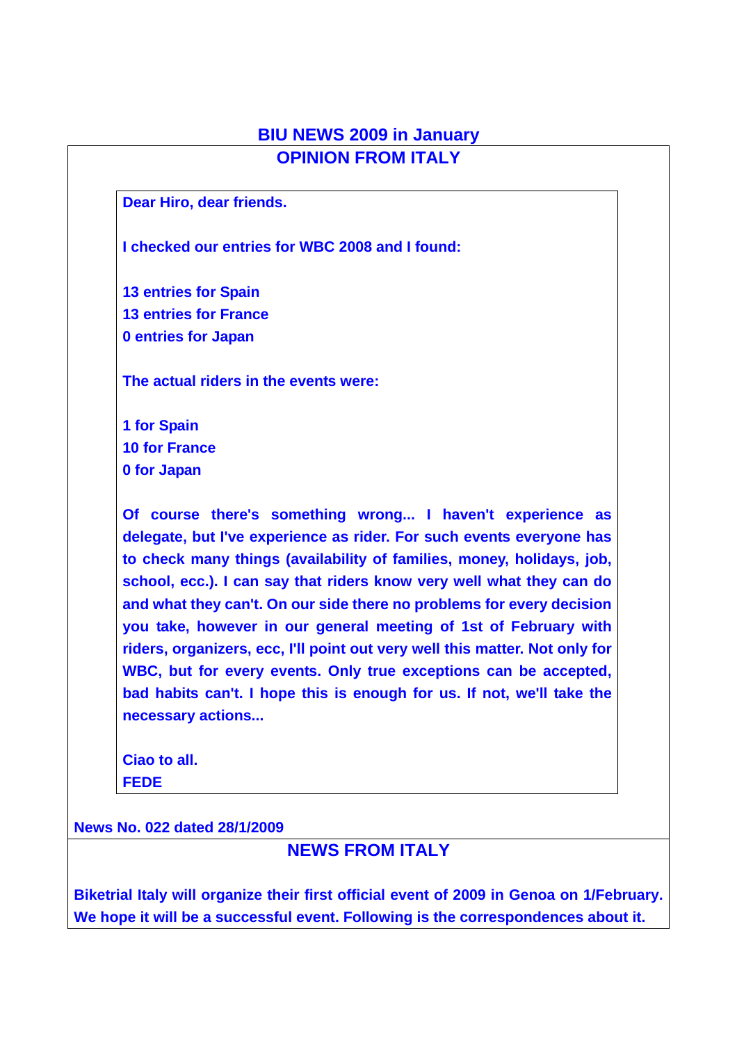# BIU NEWS 2009 in January

## OPINION FROM ITALY

**Dear Hiro, dear friends.**

**I checked our entries for WBC 2008 and I found:**

**13 entries for Spain**
**13 entries for France**
**0 entries for Japan**

**The actual riders in the events were:**

**1 for Spain**
**10 for France**
**0 for Japan**

**Of course there's something wrong... I haven't experience as delegate, but I've experience as rider. For such events everyone has to check many things (availability of families, money, holidays, job, school, ecc.). I can say that riders know very well what they can do and what they can't. On our side there no problems for every decision you take, however in our general meeting of 1st of February with riders, organizers, ecc, I'll point out very well this matter. Not only for WBC, but for every events. Only true exceptions can be accepted, bad habits can't. I hope this is enough for us. If not, we'll take the necessary actions...**

**Ciao to all.**
**FEDE**

**News No. 022 dated 28/1/2009**

## NEWS FROM ITALY

**Biketrial Italy will organize their first official event of 2009 in Genoa on 1/February. We hope it will be a successful event. Following is the correspondences about it.**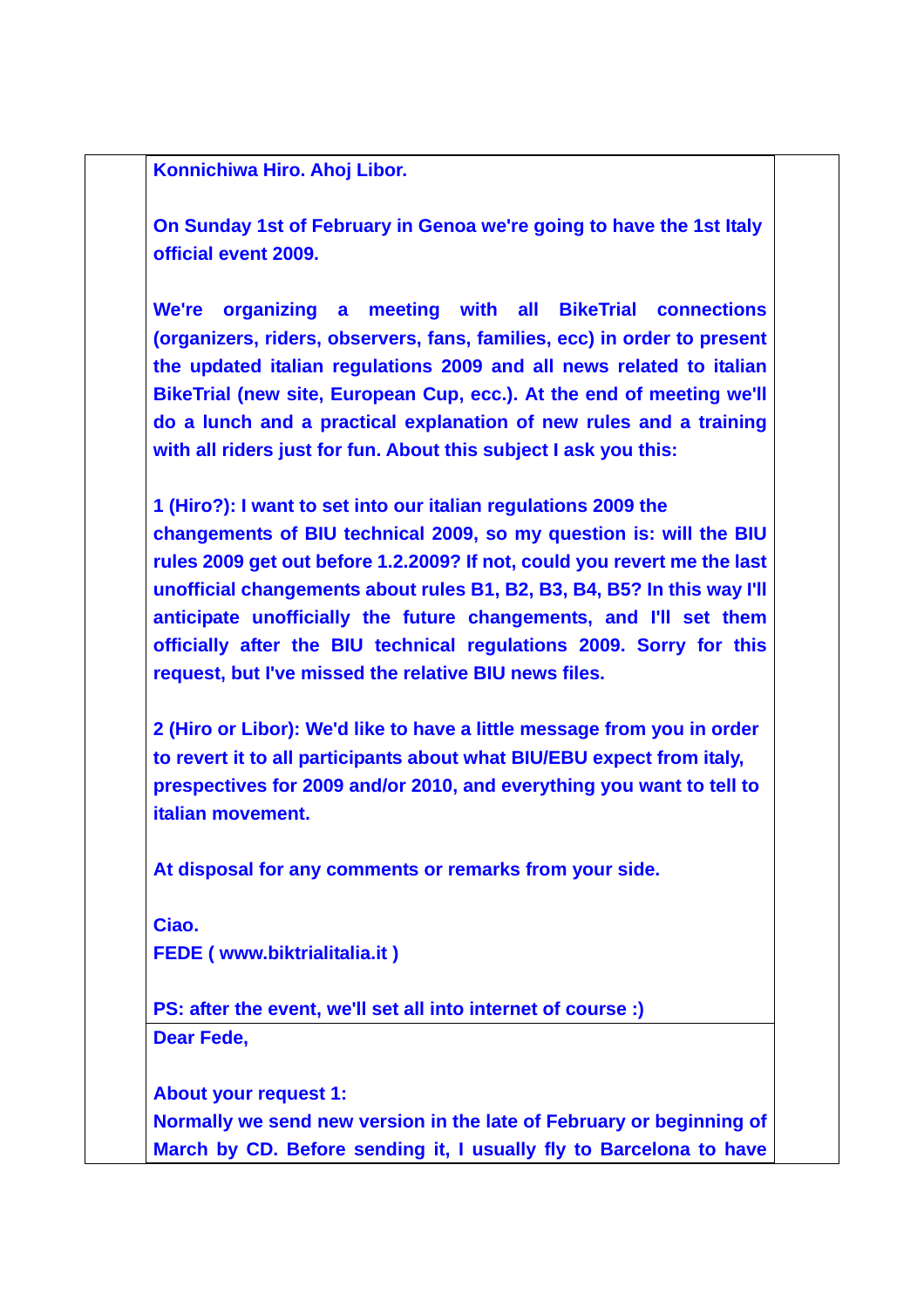**Konnichiwa Hiro. Ahoj Libor.**

**On Sunday 1st of February in Genoa we're going to have the 1st Italy official event 2009.**

**We're organizing a meeting with all BikeTrial connections (organizers, riders, observers, fans, families, ecc) in order to present the updated italian regulations 2009 and all news related to italian BikeTrial (new site, European Cup, ecc.). At the end of meeting we'll do a lunch and a practical explanation of new rules and a training with all riders just for fun. About this subject I ask you this:**

**1 (Hiro?): I want to set into our italian regulations 2009 the changements of BIU technical 2009, so my question is: will the BIU rules 2009 get out before 1.2.2009? If not, could you revert me the last unofficial changements about rules B1, B2, B3, B4, B5? In this way I'll anticipate unofficially the future changements, and I'll set them officially after the BIU technical regulations 2009. Sorry for this request, but I've missed the relative BIU news files.**

**2 (Hiro or Libor): We'd like to have a little message from you in order to revert it to all participants about what BIU/EBU expect from italy, prespectives for 2009 and/or 2010, and everything you want to tell to italian movement.**

**At disposal for any comments or remarks from your side.**

**Ciao.**
**FEDE ( www.biktrialitalia.it )**

**PS: after the event, we'll set all into internet of course :)**

**Dear Fede,**

**About your request 1:**
**Normally we send new version in the late of February or beginning of March by CD. Before sending it, I usually fly to Barcelona to have**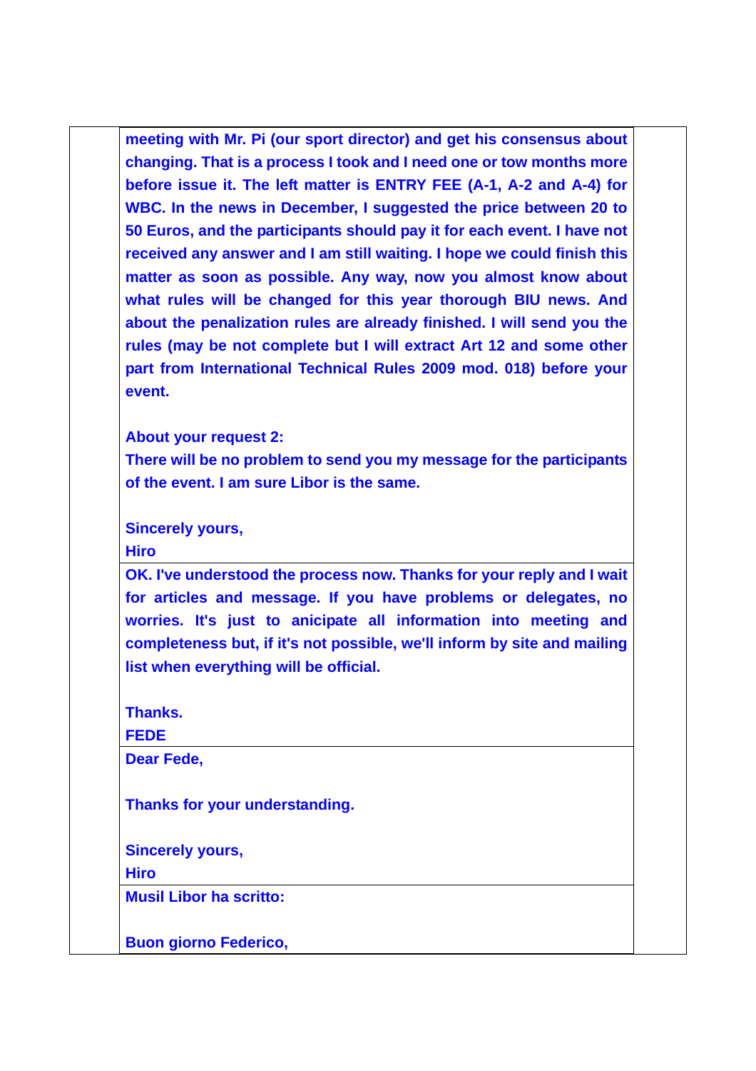**meeting with Mr. Pi (our sport director) and get his consensus about changing. That is a process I took and I need one or tow months more before issue it. The left matter is ENTRY FEE (A-1, A-2 and A-4) for WBC. In the news in December, I suggested the price between 20 to 50 Euros, and the participants should pay it for each event. I have not received any answer and I am still waiting. I hope we could finish this matter as soon as possible. Any way, now you almost know about what rules will be changed for this year thorough BIU news. And about the penalization rules are already finished. I will send you the rules (may be not complete but I will extract Art 12 and some other part from International Technical Rules 2009 mod. 018) before your event.**

**About your request 2:**
**There will be no problem to send you my message for the participants of the event. I am sure Libor is the same.**

**Sincerely yours,**
**Hiro**

---

**OK. I've understood the process now. Thanks for your reply and I wait for articles and message. If you have problems or delegates, no worries. It's just to anicipate all information into meeting and completeness but, if it's not possible, we'll inform by site and mailing list when everything will be official.**

**Thanks.**
**FEDE**

---

**Dear Fede,**

**Thanks for your understanding.**

**Sincerely yours,**
**Hiro**

---

**Musil Libor ha scritto:**

**Buon giorno Federico,**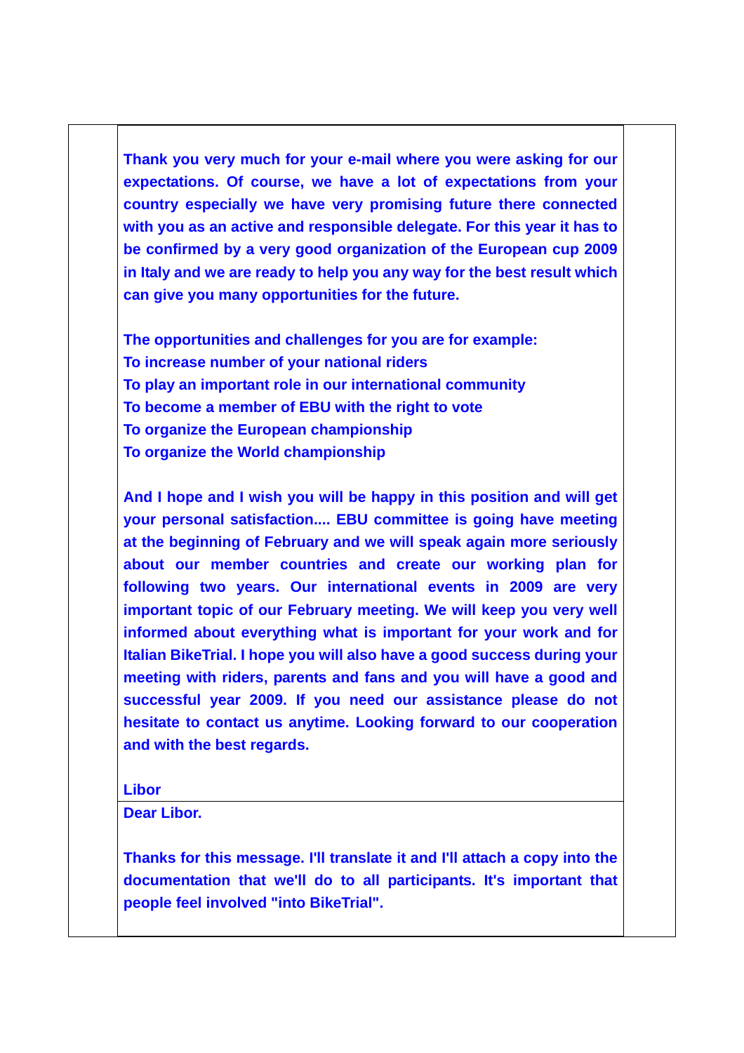**Thank you very much for your e-mail where you were asking for our expectations. Of course, we have a lot of expectations from your country especially we have very promising future there connected with you as an active and responsible delegate. For this year it has to be confirmed by a very good organization of the European cup 2009 in Italy and we are ready to help you any way for the best result which can give you many opportunities for the future.**

**The opportunities and challenges for you are for example:**
**To increase number of your national riders**
**To play an important role in our international community**
**To become a member of EBU with the right to vote**
**To organize the European championship**
**To organize the World championship**

**And I hope and I wish you will be happy in this position and will get your personal satisfaction.... EBU committee is going have meeting at the beginning of February and we will speak again more seriously about our member countries and create our working plan for following two years. Our international events in 2009 are very important topic of our February meeting. We will keep you very well informed about everything what is important for your work and for Italian BikeTrial. I hope you will also have a good success during your meeting with riders, parents and fans and you will have a good and successful year 2009. If you need our assistance please do not hesitate to contact us anytime. Looking forward to our cooperation and with the best regards.**

**Libor**

---

**Dear Libor.**

**Thanks for this message. I'll translate it and I'll attach a copy into the documentation that we'll do to all participants. It's important that people feel involved "into BikeTrial".**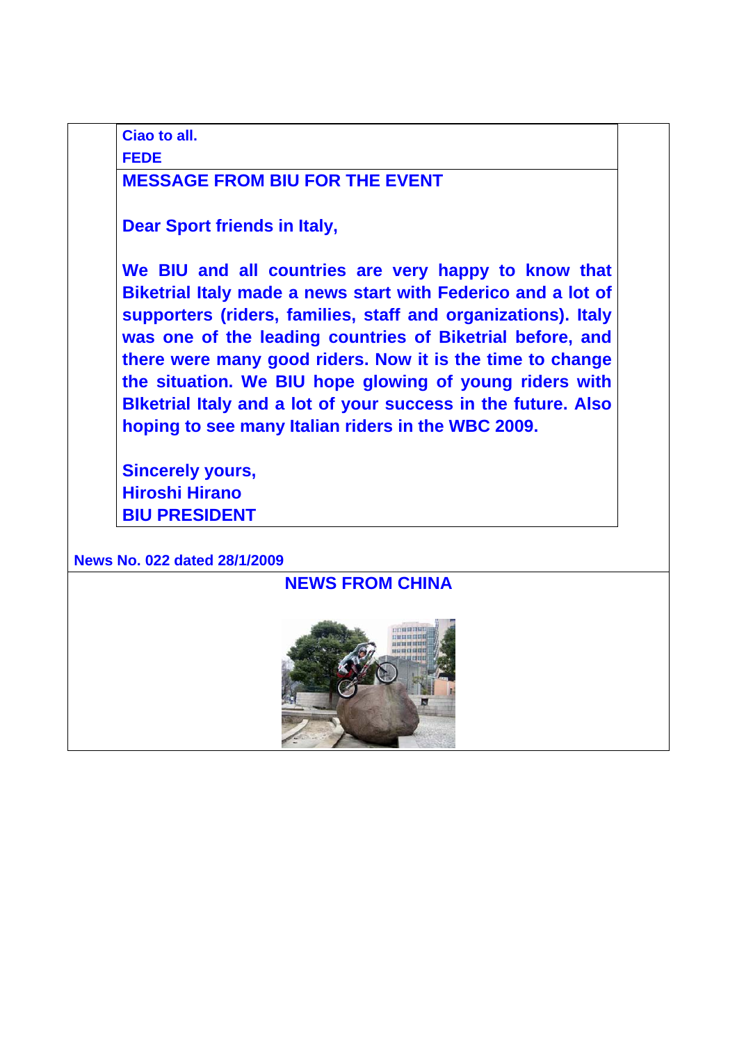**Ciao to all.**

**FEDE**

**MESSAGE FROM BIU FOR THE EVENT**

**Dear Sport friends in Italy,**

**We BIU and all countries are very happy to know that Biketrial Italy made a news start with Federico and a lot of supporters (riders, families, staff and organizations). Italy was one of the leading countries of Biketrial before, and there were many good riders. Now it is the time to change the situation. We BIU hope glowing of young riders with BIketrial Italy and a lot of your success in the future. Also hoping to see many Italian riders in the WBC 2009.**

**Sincerely yours,**
**Hiroshi Hirano**
**BIU PRESIDENT**

**News No. 022 dated 28/1/2009**

## NEWS FROM CHINA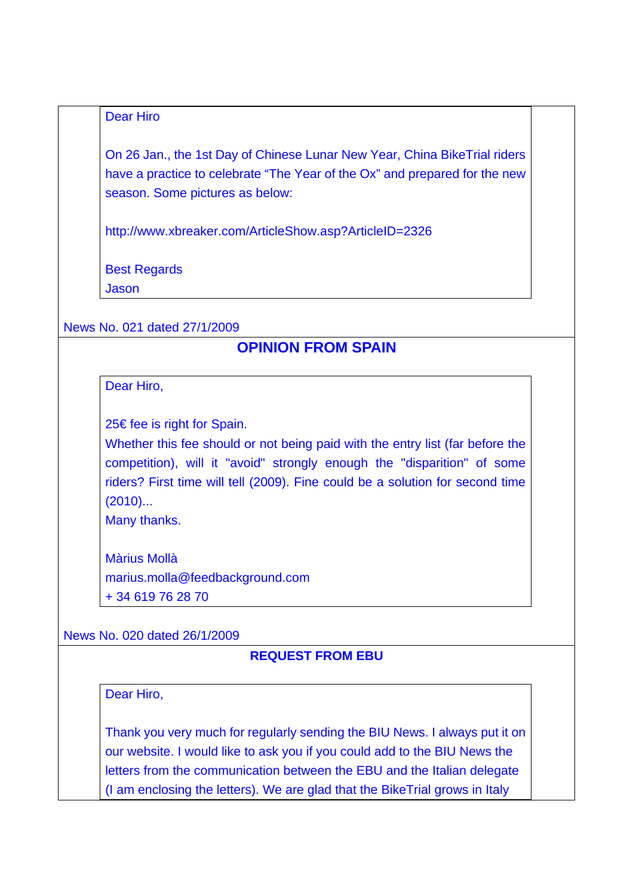Dear Hiro

On 26 Jan., the 1st Day of Chinese Lunar New Year, China BikeTrial riders have a practice to celebrate "The Year of the Ox" and prepared for the new season. Some pictures as below:

http://www.xbreaker.com/ArticleShow.asp?ArticleID=2326

Best Regards
Jason

News No. 021 dated 27/1/2009

## OPINION FROM SPAIN

Dear Hiro,

25€ fee is right for Spain.
Whether this fee should or not being paid with the entry list (far before the competition), will it "avoid" strongly enough the "disparition" of some riders? First time will tell (2009). Fine could be a solution for second time (2010)...
Many thanks.

Màrius Mollà
marius.molla@feedbackground.com
+ 34 619 76 28 70

News No. 020 dated 26/1/2009

## REQUEST FROM EBU

Dear Hiro,

Thank you very much for regularly sending the BIU News. I always put it on our website. I would like to ask you if you could add to the BIU News the letters from the communication between the EBU and the Italian delegate (I am enclosing the letters). We are glad that the BikeTrial grows in Italy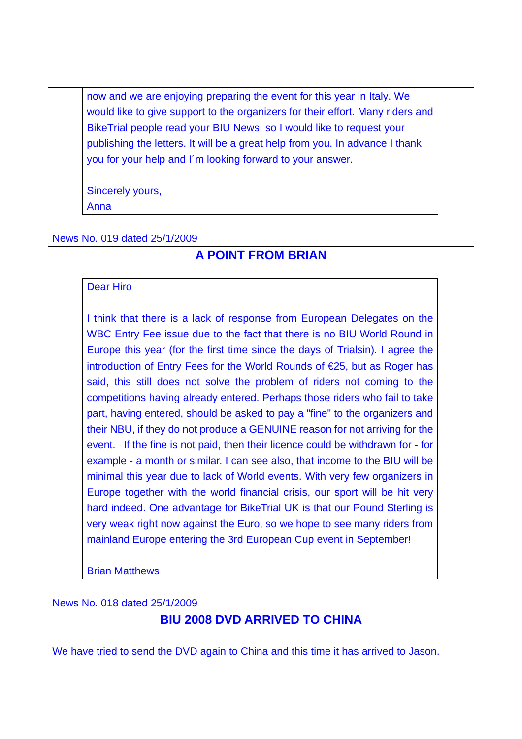now and we are enjoying preparing the event for this year in Italy. We would like to give support to the organizers for their effort. Many riders and BikeTrial people read your BIU News, so I would like to request your publishing the letters. It will be a great help from you. In advance I thank you for your help and I´m looking forward to your answer.

Sincerely yours,
Anna

News No. 019 dated 25/1/2009

## A POINT FROM BRIAN

Dear Hiro

I think that there is a lack of response from European Delegates on the WBC Entry Fee issue due to the fact that there is no BIU World Round in Europe this year (for the first time since the days of Trialsin). I agree the introduction of Entry Fees for the World Rounds of €25, but as Roger has said, this still does not solve the problem of riders not coming to the competitions having already entered. Perhaps those riders who fail to take part, having entered, should be asked to pay a "fine" to the organizers and their NBU, if they do not produce a GENUINE reason for not arriving for the event. If the fine is not paid, then their licence could be withdrawn for - for example - a month or similar. I can see also, that income to the BIU will be minimal this year due to lack of World events. With very few organizers in Europe together with the world financial crisis, our sport will be hit very hard indeed. One advantage for BikeTrial UK is that our Pound Sterling is very weak right now against the Euro, so we hope to see many riders from mainland Europe entering the 3rd European Cup event in September!

Brian Matthews

News No. 018 dated 25/1/2009

## BIU 2008 DVD ARRIVED TO CHINA

We have tried to send the DVD again to China and this time it has arrived to Jason.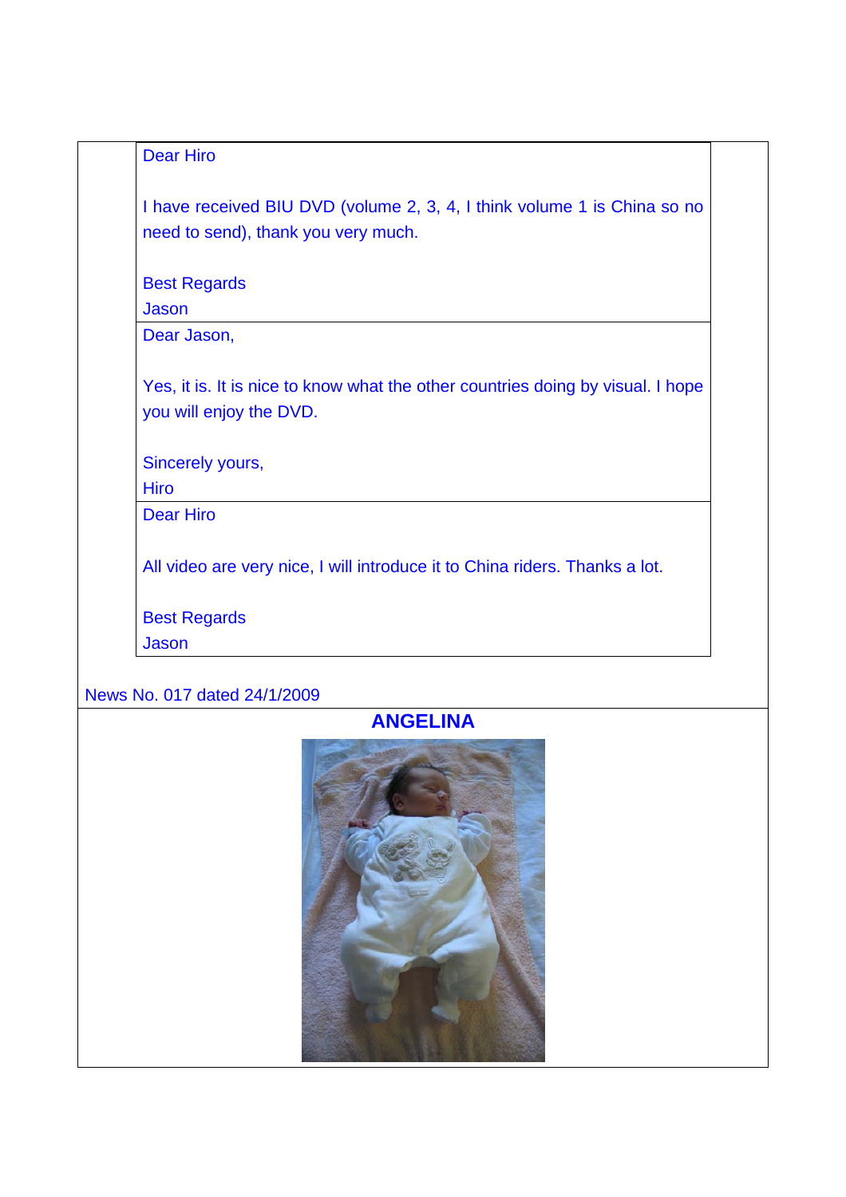Dear Hiro

I have received BIU DVD (volume 2, 3, 4, I think volume 1 is China so no need to send), thank you very much.

Best Regards
Jason

Dear Jason,

Yes, it is. It is nice to know what the other countries doing by visual. I hope you will enjoy the DVD.

Sincerely yours,
Hiro

Dear Hiro

All video are very nice, I will introduce it to China riders. Thanks a lot.

Best Regards
Jason

News No. 017 dated 24/1/2009

## ANGELINA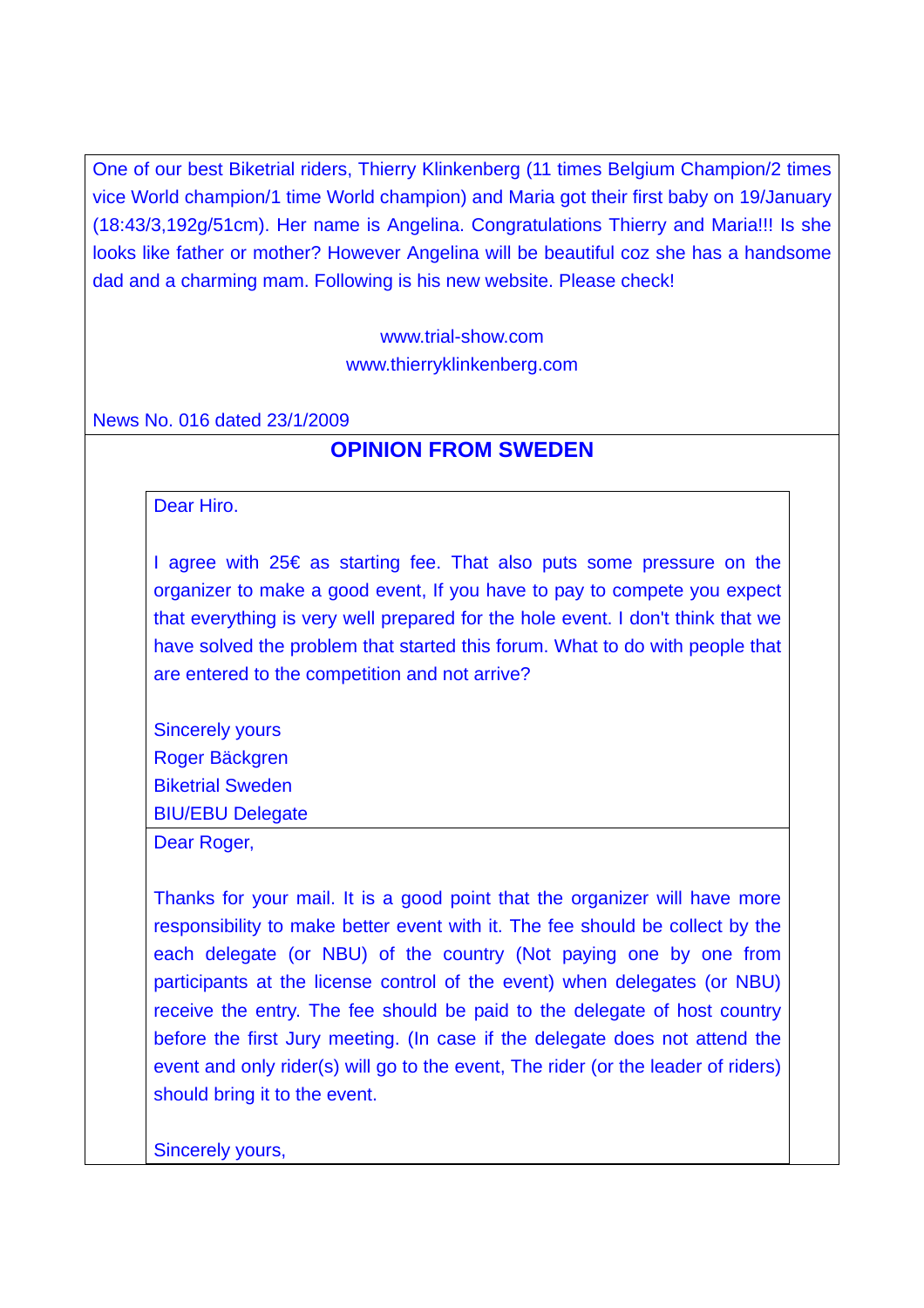One of our best Biketrial riders, Thierry Klinkenberg (11 times Belgium Champion/2 times vice World champion/1 time World champion) and Maria got their first baby on 19/January (18:43/3,192g/51cm). Her name is Angelina. Congratulations Thierry and Maria!!! Is she looks like father or mother? However Angelina will be beautiful coz she has a handsome dad and a charming mam. Following is his new website. Please check!

www.trial-show.com
www.thierryklinkenberg.com

News No. 016 dated 23/1/2009

## OPINION FROM SWEDEN

Dear Hiro.

I agree with 25€ as starting fee. That also puts some pressure on the organizer to make a good event, If you have to pay to compete you expect that everything is very well prepared for the hole event. I don't think that we have solved the problem that started this forum. What to do with people that are entered to the competition and not arrive?

Sincerely yours
Roger Bäckgren
Biketrial Sweden
BIU/EBU Delegate

Dear Roger,

Thanks for your mail. It is a good point that the organizer will have more responsibility to make better event with it. The fee should be collect by the each delegate (or NBU) of the country (Not paying one by one from participants at the license control of the event) when delegates (or NBU) receive the entry. The fee should be paid to the delegate of host country before the first Jury meeting. (In case if the delegate does not attend the event and only rider(s) will go to the event, The rider (or the leader of riders) should bring it to the event.

Sincerely yours,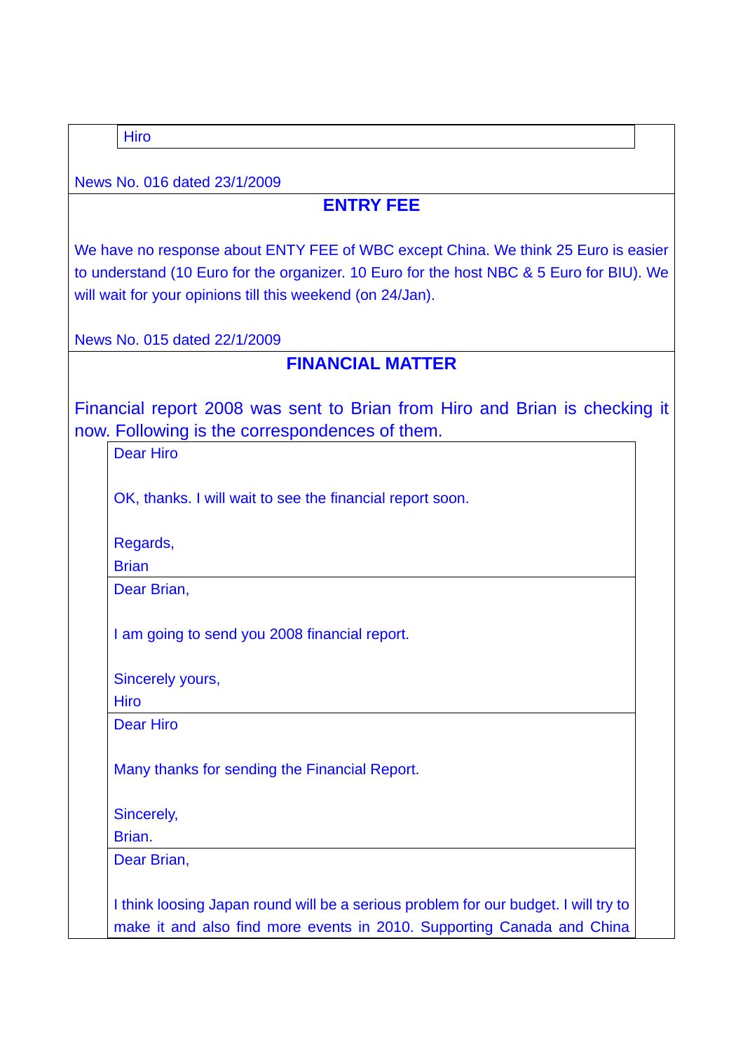Hiro

News No. 016 dated 23/1/2009

## ENTRY FEE

We have no response about ENTY FEE of WBC except China. We think 25 Euro is easier to understand (10 Euro for the organizer. 10 Euro for the host NBC & 5 Euro for BIU). We will wait for your opinions till this weekend (on 24/Jan).

News No. 015 dated 22/1/2009

## FINANCIAL MATTER

Financial report 2008 was sent to Brian from Hiro and Brian is checking it now. Following is the correspondences of them.

Dear Hiro

OK, thanks. I will wait to see the financial report soon.

Regards,
Brian

---

Dear Brian,

I am going to send you 2008 financial report.

Sincerely yours,
Hiro

---

Dear Hiro

Many thanks for sending the Financial Report.

Sincerely,
Brian.

---

Dear Brian,

I think loosing Japan round will be a serious problem for our budget. I will try to make it and also find more events in 2010. Supporting Canada and China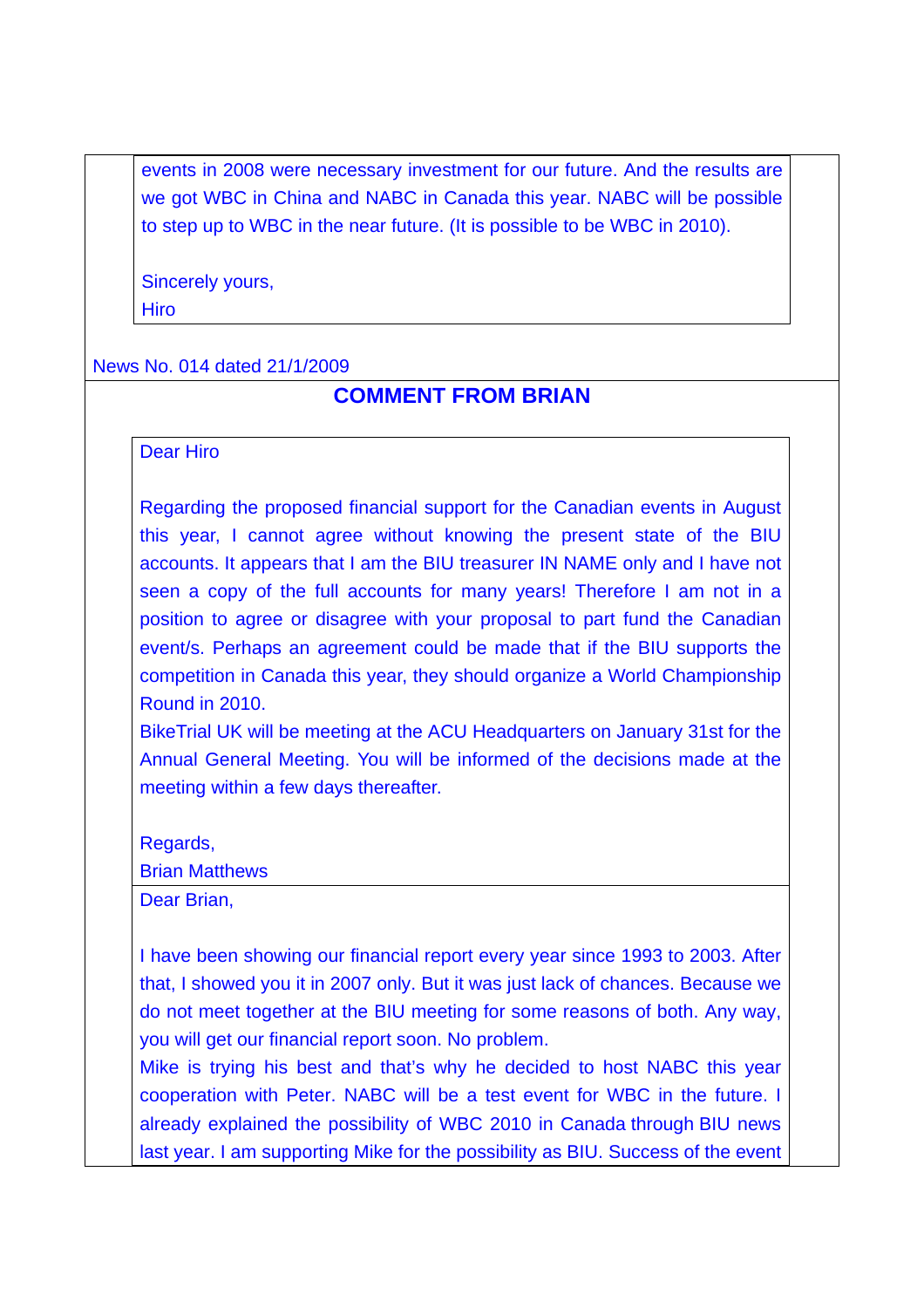events in 2008 were necessary investment for our future. And the results are we got WBC in China and NABC in Canada this year. NABC will be possible to step up to WBC in the near future. (It is possible to be WBC in 2010).

Sincerely yours,
Hiro

News No. 014 dated 21/1/2009

## COMMENT FROM BRIAN

Dear Hiro

Regarding the proposed financial support for the Canadian events in August this year, I cannot agree without knowing the present state of the BIU accounts. It appears that I am the BIU treasurer IN NAME only and I have not seen a copy of the full accounts for many years! Therefore I am not in a position to agree or disagree with your proposal to part fund the Canadian event/s. Perhaps an agreement could be made that if the BIU supports the competition in Canada this year, they should organize a World Championship Round in 2010.
BikeTrial UK will be meeting at the ACU Headquarters on January 31st for the Annual General Meeting. You will be informed of the decisions made at the meeting within a few days thereafter.

Regards,
Brian Matthews

Dear Brian,

I have been showing our financial report every year since 1993 to 2003. After that, I showed you it in 2007 only. But it was just lack of chances. Because we do not meet together at the BIU meeting for some reasons of both. Any way, you will get our financial report soon. No problem.
Mike is trying his best and that's why he decided to host NABC this year cooperation with Peter. NABC will be a test event for WBC in the future. I already explained the possibility of WBC 2010 in Canada through BIU news last year. I am supporting Mike for the possibility as BIU. Success of the event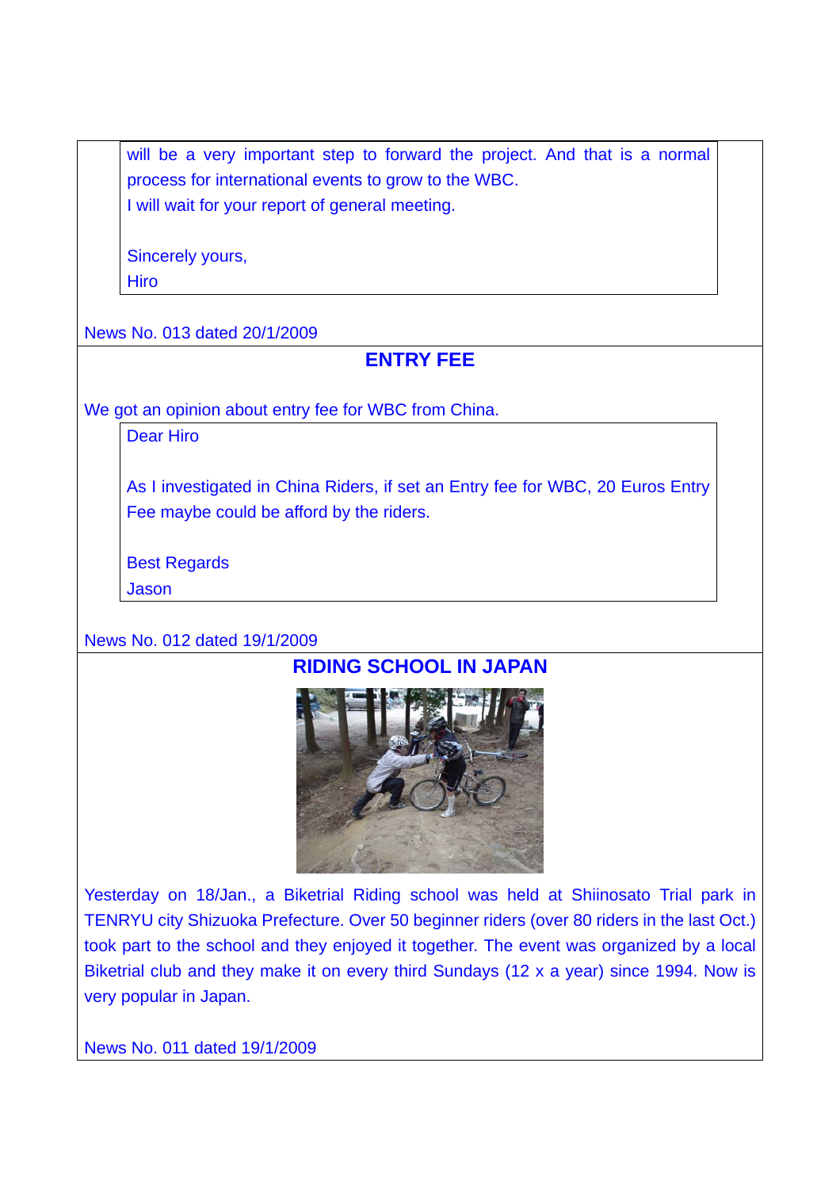will be a very important step to forward the project. And that is a normal process for international events to grow to the WBC.
I will wait for your report of general meeting.

Sincerely yours,
Hiro

News No. 013 dated 20/1/2009

## ENTRY FEE

We got an opinion about entry fee for WBC from China.

> Dear Hiro
>
> As I investigated in China Riders, if set an Entry fee for WBC, 20 Euros Entry Fee maybe could be afford by the riders.
>
> Best Regards
> Jason

News No. 012 dated 19/1/2009

## RIDING SCHOOL IN JAPAN

Yesterday on 18/Jan., a Biketrial Riding school was held at Shiinosato Trial park in TENRYU city Shizuoka Prefecture. Over 50 beginner riders (over 80 riders in the last Oct.) took part to the school and they enjoyed it together. The event was organized by a local Biketrial club and they make it on every third Sundays (12 x a year) since 1994. Now is very popular in Japan.

News No. 011 dated 19/1/2009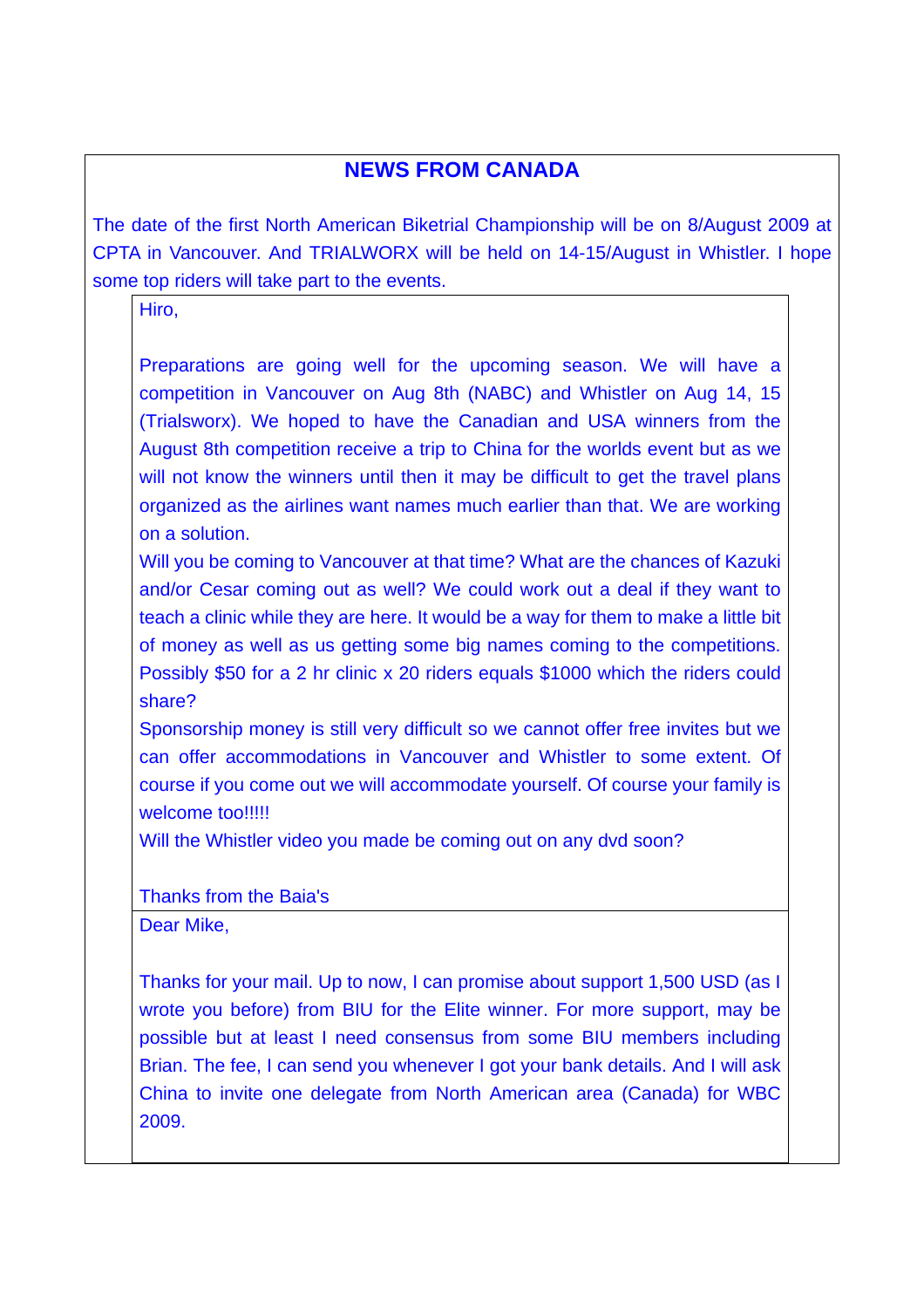## NEWS FROM CANADA

The date of the first North American Biketrial Championship will be on 8/August 2009 at CPTA in Vancouver. And TRIALWORX will be held on 14-15/August in Whistler. I hope some top riders will take part to the events.

> Hiro,
>
> Preparations are going well for the upcoming season. We will have a competition in Vancouver on Aug 8th (NABC) and Whistler on Aug 14, 15 (Trialsworx). We hoped to have the Canadian and USA winners from the August 8th competition receive a trip to China for the worlds event but as we will not know the winners until then it may be difficult to get the travel plans organized as the airlines want names much earlier than that. We are working on a solution.
>
> Will you be coming to Vancouver at that time? What are the chances of Kazuki and/or Cesar coming out as well? We could work out a deal if they want to teach a clinic while they are here. It would be a way for them to make a little bit of money as well as us getting some big names coming to the competitions. Possibly $50 for a 2 hr clinic x 20 riders equals $1000 which the riders could share?
>
> Sponsorship money is still very difficult so we cannot offer free invites but we can offer accommodations in Vancouver and Whistler to some extent. Of course if you come out we will accommodate yourself. Of course your family is welcome too!!!!!
>
> Will the Whistler video you made be coming out on any dvd soon?
>
> Thanks from the Baia's

> Dear Mike,
>
> Thanks for your mail. Up to now, I can promise about support 1,500 USD (as I wrote you before) from BIU for the Elite winner. For more support, may be possible but at least I need consensus from some BIU members including Brian. The fee, I can send you whenever I got your bank details. And I will ask China to invite one delegate from North American area (Canada) for WBC 2009.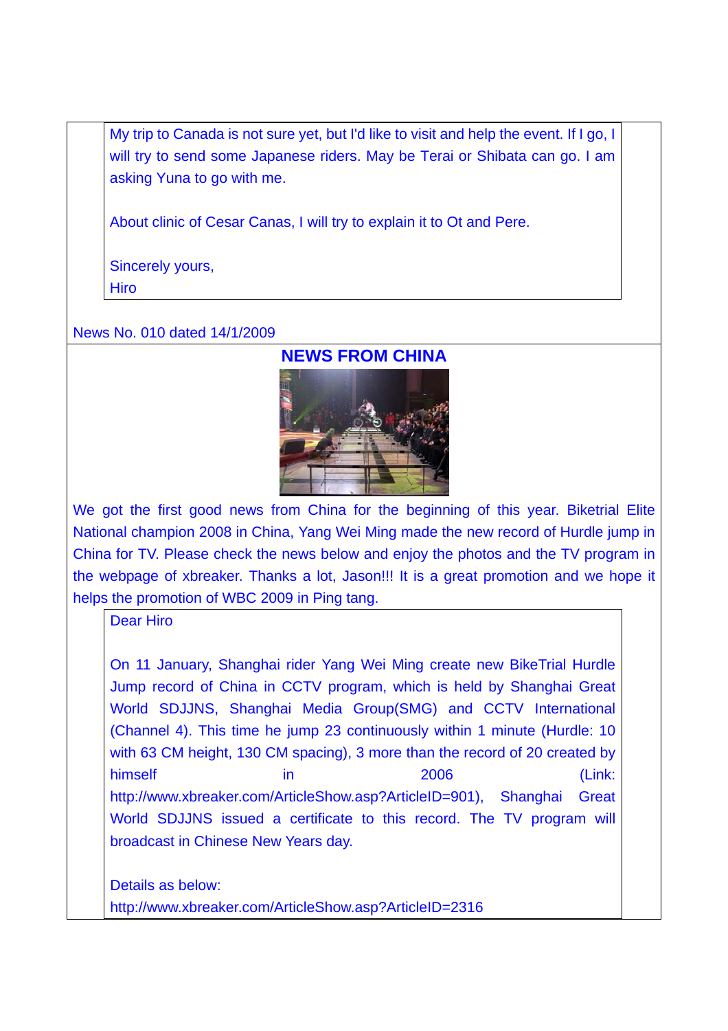My trip to Canada is not sure yet, but I'd like to visit and help the event. If I go, I will try to send some Japanese riders. May be Terai or Shibata can go. I am asking Yuna to go with me.

About clinic of Cesar Canas, I will try to explain it to Ot and Pere.

Sincerely yours,
Hiro

News No. 010 dated 14/1/2009

## NEWS FROM CHINA

We got the first good news from China for the beginning of this year. Biketrial Elite National champion 2008 in China, Yang Wei Ming made the new record of Hurdle jump in China for TV. Please check the news below and enjoy the photos and the TV program in the webpage of xbreaker. Thanks a lot, Jason!!! It is a great promotion and we hope it helps the promotion of WBC 2009 in Ping tang.

Dear Hiro

On 11 January, Shanghai rider Yang Wei Ming create new BikeTrial Hurdle Jump record of China in CCTV program, which is held by Shanghai Great World SDJJNS, Shanghai Media Group(SMG) and CCTV International (Channel 4). This time he jump 23 continuously within 1 minute (Hurdle: 10 with 63 CM height, 130 CM spacing), 3 more than the record of 20 created by himself in 2006 (Link: http://www.xbreaker.com/ArticleShow.asp?ArticleID=901), Shanghai Great World SDJJNS issued a certificate to this record. The TV program will broadcast in Chinese New Years day.

Details as below:
http://www.xbreaker.com/ArticleShow.asp?ArticleID=2316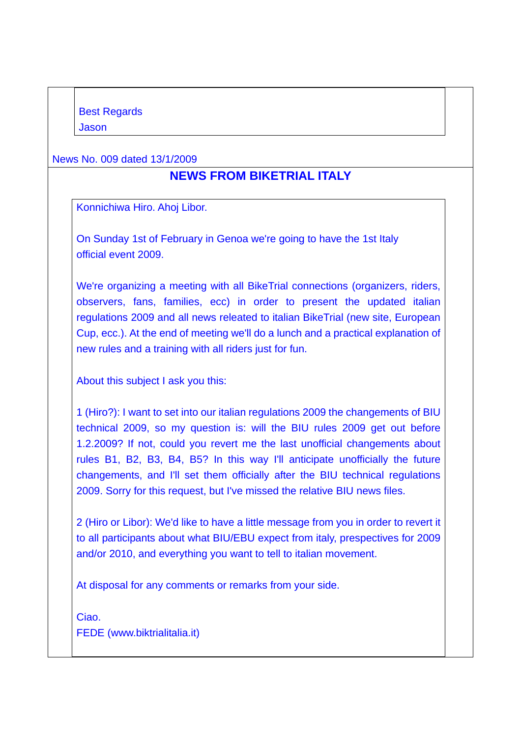Best Regards
Jason

News No. 009 dated 13/1/2009

## NEWS FROM BIKETRIAL ITALY

Konnichiwa Hiro. Ahoj Libor.

On Sunday 1st of February in Genoa we're going to have the 1st Italy official event 2009.

We're organizing a meeting with all BikeTrial connections (organizers, riders, observers, fans, families, ecc) in order to present the updated italian regulations 2009 and all news releated to italian BikeTrial (new site, European Cup, ecc.). At the end of meeting we'll do a lunch and a practical explanation of new rules and a training with all riders just for fun.

About this subject I ask you this:

1 (Hiro?): I want to set into our italian regulations 2009 the changements of BIU technical 2009, so my question is: will the BIU rules 2009 get out before 1.2.2009? If not, could you revert me the last unofficial changements about rules B1, B2, B3, B4, B5? In this way I'll anticipate unofficially the future changements, and I'll set them officially after the BIU technical regulations 2009. Sorry for this request, but I've missed the relative BIU news files.

2 (Hiro or Libor): We'd like to have a little message from you in order to revert it to all participants about what BIU/EBU expect from italy, prespectives for 2009 and/or 2010, and everything you want to tell to italian movement.

At disposal for any comments or remarks from your side.

Ciao.
FEDE (www.biktrialitalia.it)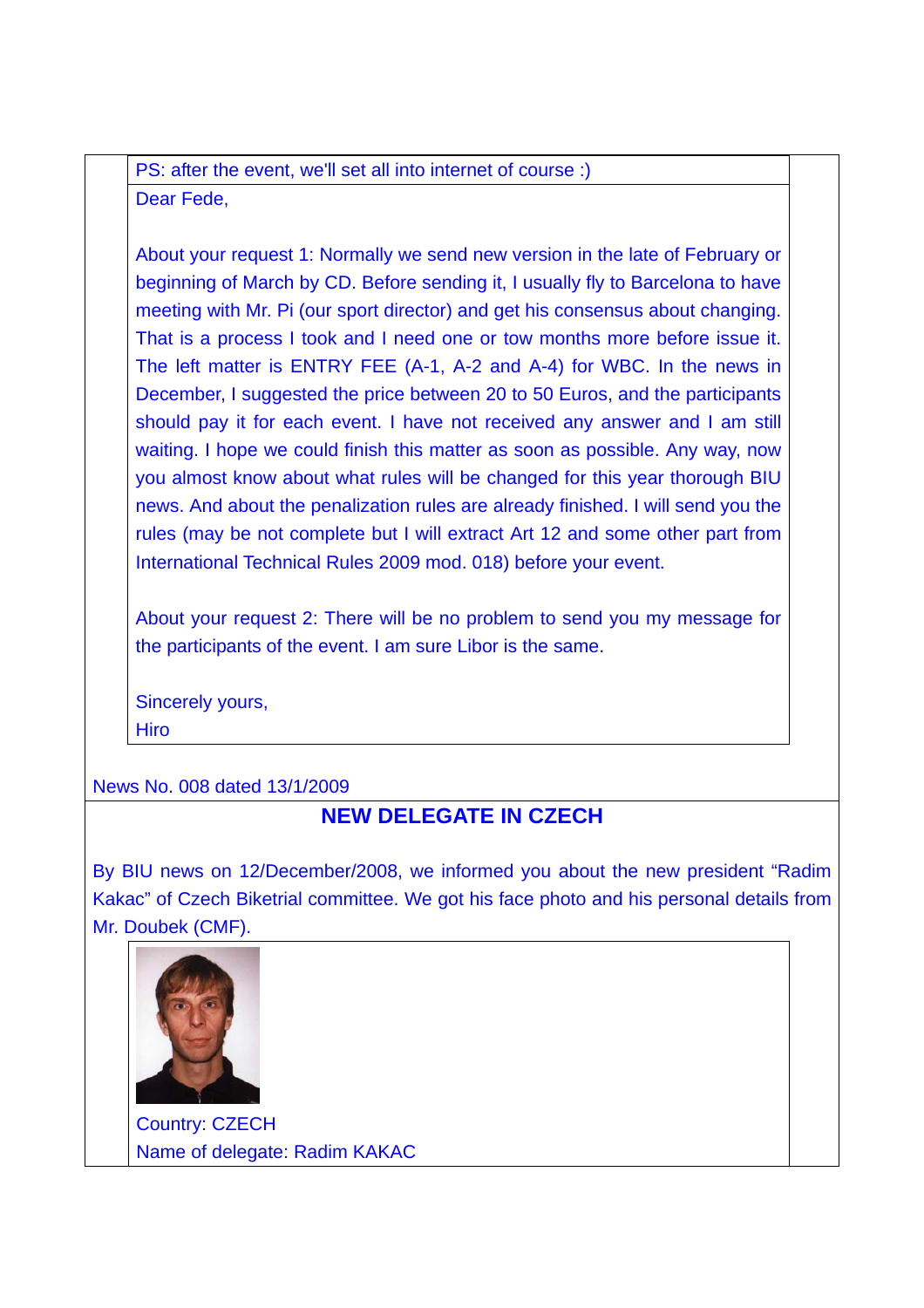PS: after the event, we'll set all into internet of course :)

Dear Fede,

About your request 1: Normally we send new version in the late of February or beginning of March by CD. Before sending it, I usually fly to Barcelona to have meeting with Mr. Pi (our sport director) and get his consensus about changing. That is a process I took and I need one or tow months more before issue it. The left matter is ENTRY FEE (A-1, A-2 and A-4) for WBC. In the news in December, I suggested the price between 20 to 50 Euros, and the participants should pay it for each event. I have not received any answer and I am still waiting. I hope we could finish this matter as soon as possible. Any way, now you almost know about what rules will be changed for this year thorough BIU news. And about the penalization rules are already finished. I will send you the rules (may be not complete but I will extract Art 12 and some other part from International Technical Rules 2009 mod. 018) before your event.

About your request 2: There will be no problem to send you my message for the participants of the event. I am sure Libor is the same.

Sincerely yours,
Hiro

News No. 008 dated 13/1/2009

## NEW DELEGATE IN CZECH

By BIU news on 12/December/2008, we informed you about the new president "Radim Kakac" of Czech Biketrial committee. We got his face photo and his personal details from Mr. Doubek (CMF).

Country: CZECH
Name of delegate: Radim KAKAC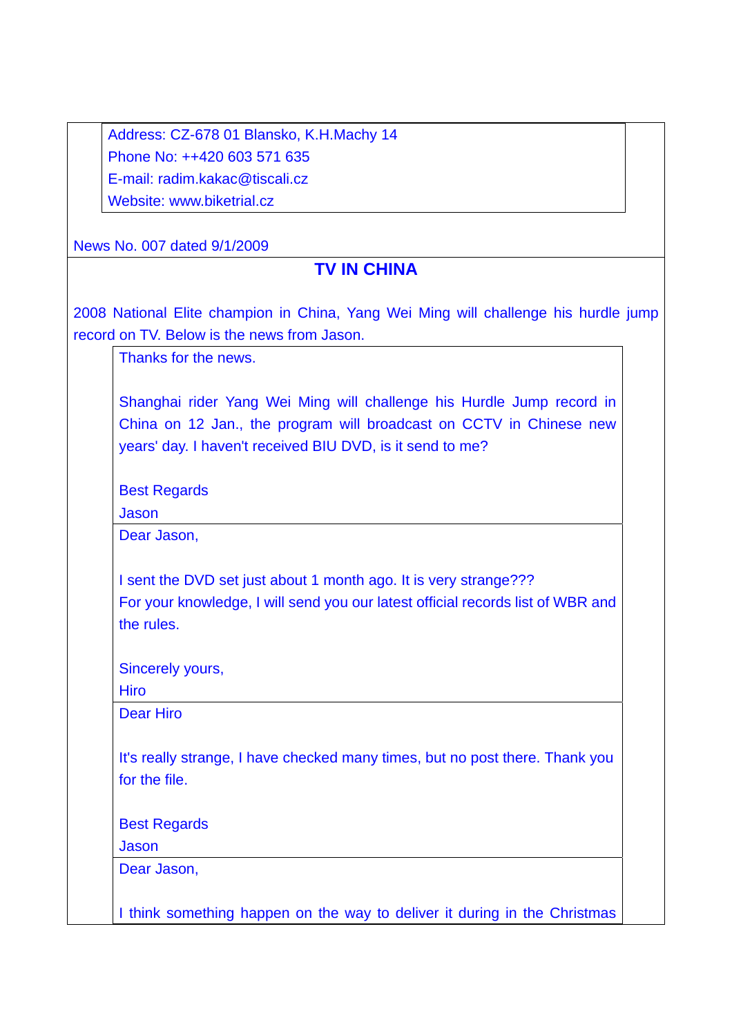Address: CZ-678 01 Blansko, K.H.Machy 14
Phone No: ++420 603 571 635
E-mail: radim.kakac@tiscali.cz
Website: www.biketrial.cz

News No. 007 dated 9/1/2009

## TV IN CHINA

2008 National Elite champion in China, Yang Wei Ming will challenge his hurdle jump record on TV. Below is the news from Jason.

> Thanks for the news.
>
> Shanghai rider Yang Wei Ming will challenge his Hurdle Jump record in China on 12 Jan., the program will broadcast on CCTV in Chinese new years' day. I haven't received BIU DVD, is it send to me?
>
> Best Regards
> Jason

> Dear Jason,
>
> I sent the DVD set just about 1 month ago. It is very strange???
> For your knowledge, I will send you our latest official records list of WBR and the rules.
>
> Sincerely yours,
> Hiro

> Dear Hiro
>
> It's really strange, I have checked many times, but no post there. Thank you for the file.
>
> Best Regards
> Jason

> Dear Jason,
>
> I think something happen on the way to deliver it during in the Christmas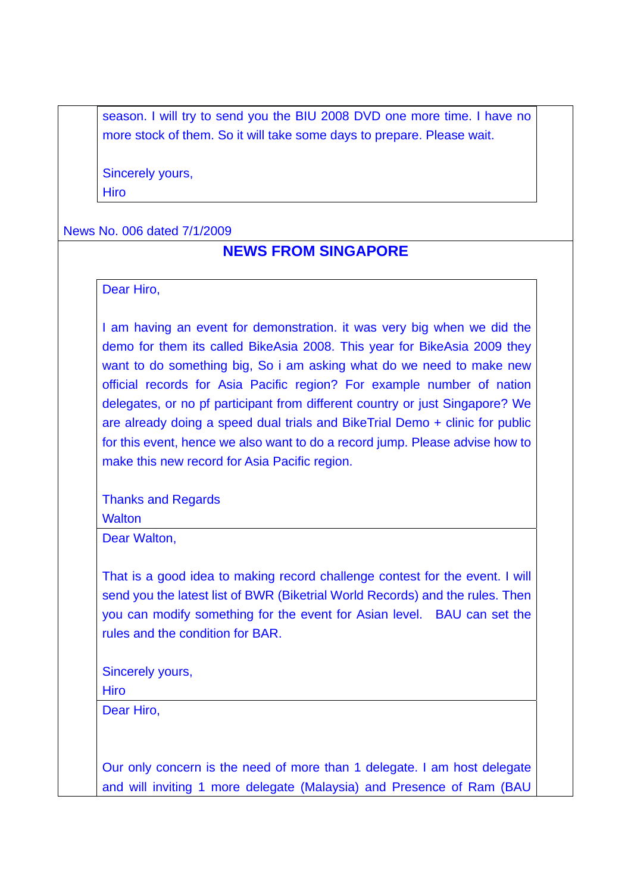season. I will try to send you the BIU 2008 DVD one more time. I have no more stock of them. So it will take some days to prepare. Please wait.

Sincerely yours,
Hiro

News No. 006 dated 7/1/2009

## NEWS FROM SINGAPORE

Dear Hiro,

I am having an event for demonstration. it was very big when we did the demo for them its called BikeAsia 2008. This year for BikeAsia 2009 they want to do something big, So i am asking what do we need to make new official records for Asia Pacific region? For example number of nation delegates, or no pf participant from different country or just Singapore? We are already doing a speed dual trials and BikeTrial Demo + clinic for public for this event, hence we also want to do a record jump. Please advise how to make this new record for Asia Pacific region.

Thanks and Regards
Walton

Dear Walton,

That is a good idea to making record challenge contest for the event. I will send you the latest list of BWR (Biketrial World Records) and the rules. Then you can modify something for the event for Asian level. BAU can set the rules and the condition for BAR.

Sincerely yours,
Hiro

Dear Hiro,

Our only concern is the need of more than 1 delegate. I am host delegate and will inviting 1 more delegate (Malaysia) and Presence of Ram (BAU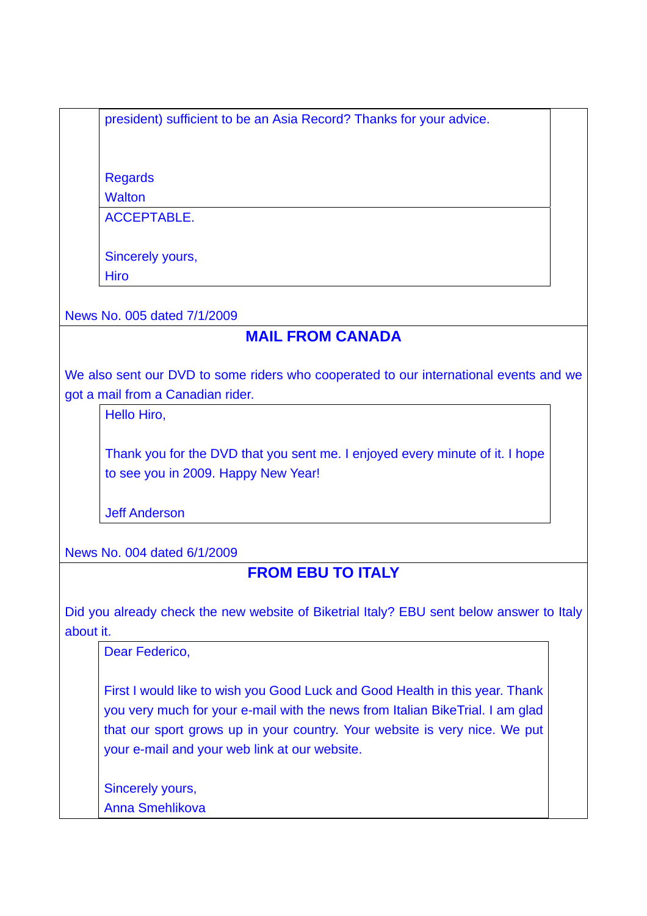president) sufficient to be an Asia Record? Thanks for your advice.

Regards
Walton

ACCEPTABLE.

Sincerely yours,
Hiro

News No. 005 dated 7/1/2009

## MAIL FROM CANADA

We also sent our DVD to some riders who cooperated to our international events and we got a mail from a Canadian rider.

Hello Hiro,

Thank you for the DVD that you sent me. I enjoyed every minute of it. I hope to see you in 2009. Happy New Year!

Jeff Anderson

News No. 004 dated 6/1/2009

## FROM EBU TO ITALY

Did you already check the new website of Biketrial Italy? EBU sent below answer to Italy about it.

Dear Federico,

First I would like to wish you Good Luck and Good Health in this year. Thank you very much for your e-mail with the news from Italian BikeTrial. I am glad that our sport grows up in your country. Your website is very nice. We put your e-mail and your web link at our website.

Sincerely yours,
Anna Smehlikova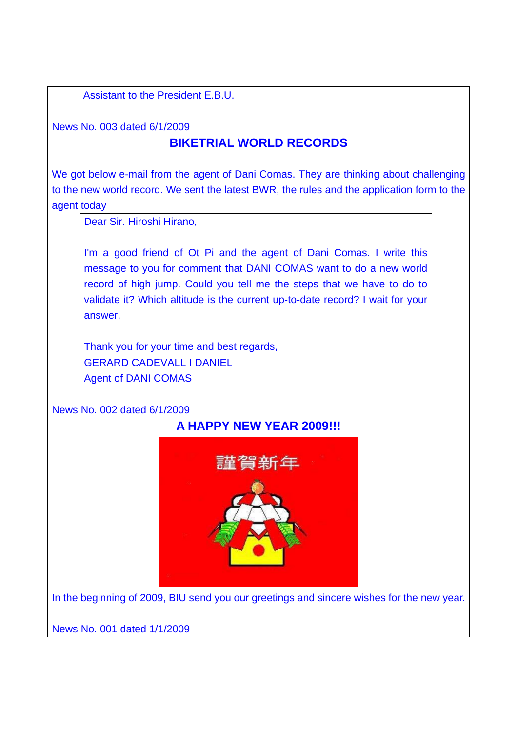Assistant to the President E.B.U.

News No. 003 dated 6/1/2009

## BIKETRIAL WORLD RECORDS

We got below e-mail from the agent of Dani Comas. They are thinking about challenging to the new world record. We sent the latest BWR, the rules and the application form to the agent today

> Dear Sir. Hiroshi Hirano,
>
> I'm a good friend of Ot Pi and the agent of Dani Comas. I write this message to you for comment that DANI COMAS want to do a new world record of high jump. Could you tell me the steps that we have to do to validate it? Which altitude is the current up-to-date record? I wait for your answer.
>
> Thank you for your time and best regards,
> GERARD CADEVALL I DANIEL
> Agent of DANI COMAS

News No. 002 dated 6/1/2009

## A HAPPY NEW YEAR 2009!!!

謹賀新年

In the beginning of 2009, BIU send you our greetings and sincere wishes for the new year.

News No. 001 dated 1/1/2009